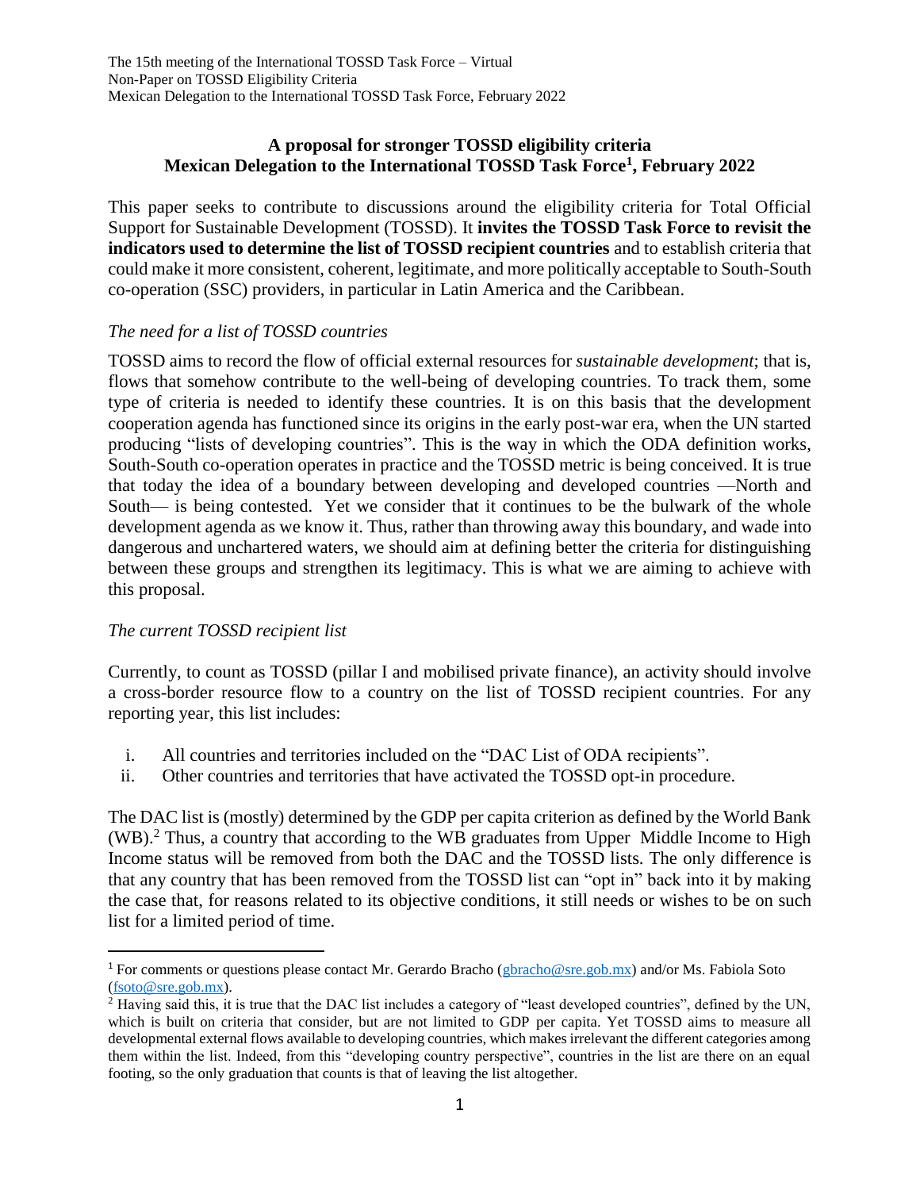The 15th meeting of the International TOSSD Task Force – Virtual
Non-Paper on TOSSD Eligibility Criteria
Mexican Delegation to the International TOSSD Task Force, February 2022

# A proposal for stronger TOSSD eligibility criteria
## Mexican Delegation to the International TOSSD Task Force[1], February 2022

This paper seeks to contribute to discussions around the eligibility criteria for Total Official Support for Sustainable Development (TOSSD). It **invites the TOSSD Task Force to revisit the indicators used to determine the list of TOSSD recipient countries** and to establish criteria that could make it more consistent, coherent, legitimate, and more politically acceptable to South-South co-operation (SSC) providers, in particular in Latin America and the Caribbean.

*The need for a list of TOSSD countries*

TOSSD aims to record the flow of official external resources for *sustainable development*; that is, flows that somehow contribute to the well-being of developing countries. To track them, some type of criteria is needed to identify these countries. It is on this basis that the development cooperation agenda has functioned since its origins in the early post-war era, when the UN started producing "lists of developing countries". This is the way in which the ODA definition works, South-South co-operation operates in practice and the TOSSD metric is being conceived. It is true that today the idea of a boundary between developing and developed countries —North and South— is being contested. Yet we consider that it continues to be the bulwark of the whole development agenda as we know it. Thus, rather than throwing away this boundary, and wade into dangerous and unchartered waters, we should aim at defining better the criteria for distinguishing between these groups and strengthen its legitimacy. This is what we are aiming to achieve with this proposal.

*The current TOSSD recipient list*

Currently, to count as TOSSD (pillar I and mobilised private finance), an activity should involve a cross-border resource flow to a country on the list of TOSSD recipient countries. For any reporting year, this list includes:

i. All countries and territories included on the "DAC List of ODA recipients".
ii. Other countries and territories that have activated the TOSSD opt-in procedure.

The DAC list is (mostly) determined by the GDP per capita criterion as defined by the World Bank (WB).[2] Thus, a country that according to the WB graduates from Upper Middle Income to High Income status will be removed from both the DAC and the TOSSD lists. The only difference is that any country that has been removed from the TOSSD list can "opt in" back into it by making the case that, for reasons related to its objective conditions, it still needs or wishes to be on such list for a limited period of time.

---

[1] For comments or questions please contact Mr. Gerardo Bracho (gbracho@sre.gob.mx) and/or Ms. Fabiola Soto (fsoto@sre.gob.mx).

[2] Having said this, it is true that the DAC list includes a category of "least developed countries", defined by the UN, which is built on criteria that consider, but are not limited to GDP per capita. Yet TOSSD aims to measure all developmental external flows available to developing countries, which makes irrelevant the different categories among them within the list. Indeed, from this "developing country perspective", countries in the list are there on an equal footing, so the only graduation that counts is that of leaving the list altogether.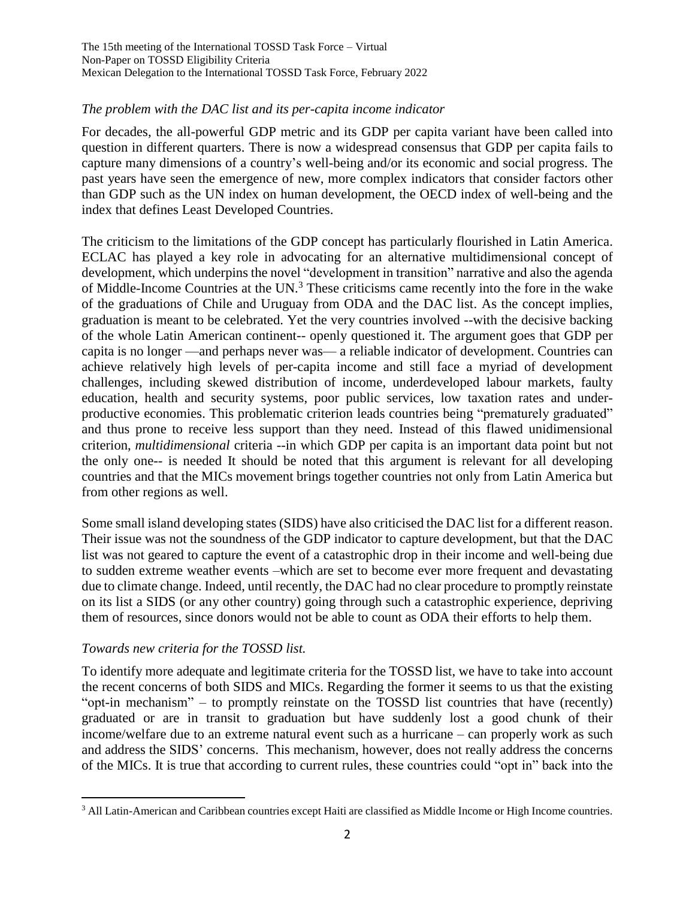*The problem with the DAC list and its per-capita income indicator*

For decades, the all-powerful GDP metric and its GDP per capita variant have been called into question in different quarters. There is now a widespread consensus that GDP per capita fails to capture many dimensions of a country's well-being and/or its economic and social progress. The past years have seen the emergence of new, more complex indicators that consider factors other than GDP such as the UN index on human development, the OECD index of well-being and the index that defines Least Developed Countries.

The criticism to the limitations of the GDP concept has particularly flourished in Latin America. ECLAC has played a key role in advocating for an alternative multidimensional concept of development, which underpins the novel "development in transition" narrative and also the agenda of Middle-Income Countries at the UN.[3] These criticisms came recently into the fore in the wake of the graduations of Chile and Uruguay from ODA and the DAC list. As the concept implies, graduation is meant to be celebrated. Yet the very countries involved --with the decisive backing of the whole Latin American continent-- openly questioned it. The argument goes that GDP per capita is no longer —and perhaps never was— a reliable indicator of development. Countries can achieve relatively high levels of per-capita income and still face a myriad of development challenges, including skewed distribution of income, underdeveloped labour markets, faulty education, health and security systems, poor public services, low taxation rates and under-productive economies. This problematic criterion leads countries being "prematurely graduated" and thus prone to receive less support than they need. Instead of this flawed unidimensional criterion, *multidimensional* criteria --in which GDP per capita is an important data point but not the only one-- is needed It should be noted that this argument is relevant for all developing countries and that the MICs movement brings together countries not only from Latin America but from other regions as well.

Some small island developing states (SIDS) have also criticised the DAC list for a different reason. Their issue was not the soundness of the GDP indicator to capture development, but that the DAC list was not geared to capture the event of a catastrophic drop in their income and well-being due to sudden extreme weather events –which are set to become ever more frequent and devastating due to climate change. Indeed, until recently, the DAC had no clear procedure to promptly reinstate on its list a SIDS (or any other country) going through such a catastrophic experience, depriving them of resources, since donors would not be able to count as ODA their efforts to help them.

*Towards new criteria for the TOSSD list.*

To identify more adequate and legitimate criteria for the TOSSD list, we have to take into account the recent concerns of both SIDS and MICs. Regarding the former it seems to us that the existing "opt-in mechanism" – to promptly reinstate on the TOSSD list countries that have (recently) graduated or are in transit to graduation but have suddenly lost a good chunk of their income/welfare due to an extreme natural event such as a hurricane – can properly work as such and address the SIDS' concerns. This mechanism, however, does not really address the concerns of the MICs. It is true that according to current rules, these countries could "opt in" back into the

[3] All Latin-American and Caribbean countries except Haiti are classified as Middle Income or High Income countries.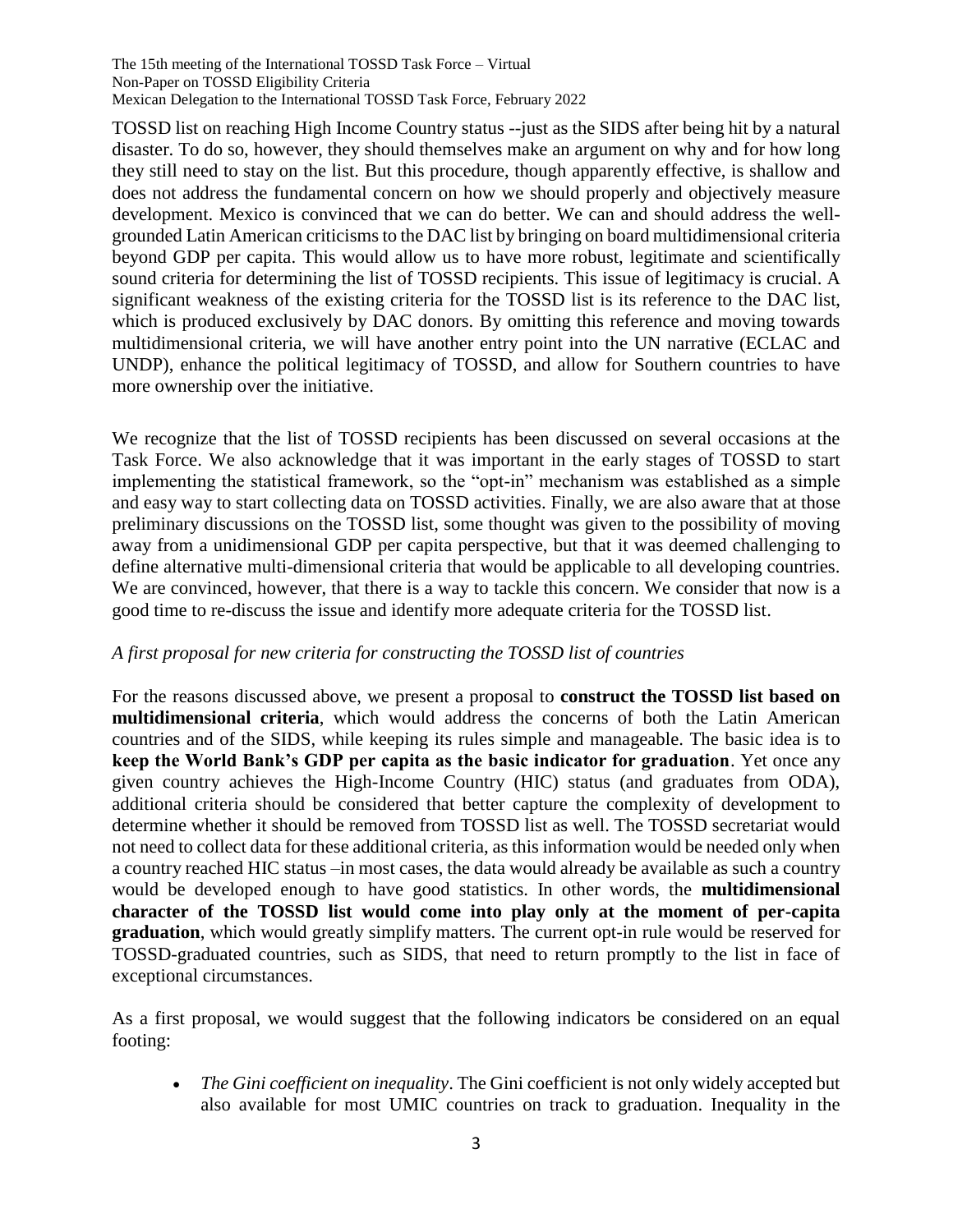TOSSD list on reaching High Income Country status --just as the SIDS after being hit by a natural disaster. To do so, however, they should themselves make an argument on why and for how long they still need to stay on the list. But this procedure, though apparently effective, is shallow and does not address the fundamental concern on how we should properly and objectively measure development. Mexico is convinced that we can do better. We can and should address the well-grounded Latin American criticisms to the DAC list by bringing on board multidimensional criteria beyond GDP per capita. This would allow us to have more robust, legitimate and scientifically sound criteria for determining the list of TOSSD recipients. This issue of legitimacy is crucial. A significant weakness of the existing criteria for the TOSSD list is its reference to the DAC list, which is produced exclusively by DAC donors. By omitting this reference and moving towards multidimensional criteria, we will have another entry point into the UN narrative (ECLAC and UNDP), enhance the political legitimacy of TOSSD, and allow for Southern countries to have more ownership over the initiative.

We recognize that the list of TOSSD recipients has been discussed on several occasions at the Task Force. We also acknowledge that it was important in the early stages of TOSSD to start implementing the statistical framework, so the "opt-in" mechanism was established as a simple and easy way to start collecting data on TOSSD activities. Finally, we are also aware that at those preliminary discussions on the TOSSD list, some thought was given to the possibility of moving away from a unidimensional GDP per capita perspective, but that it was deemed challenging to define alternative multi-dimensional criteria that would be applicable to all developing countries. We are convinced, however, that there is a way to tackle this concern. We consider that now is a good time to re-discuss the issue and identify more adequate criteria for the TOSSD list.

*A first proposal for new criteria for constructing the TOSSD list of countries*

For the reasons discussed above, we present a proposal to **construct the TOSSD list based on multidimensional criteria**, which would address the concerns of both the Latin American countries and of the SIDS, while keeping its rules simple and manageable. The basic idea is to **keep the World Bank's GDP per capita as the basic indicator for graduation**. Yet once any given country achieves the High-Income Country (HIC) status (and graduates from ODA), additional criteria should be considered that better capture the complexity of development to determine whether it should be removed from TOSSD list as well. The TOSSD secretariat would not need to collect data for these additional criteria, as this information would be needed only when a country reached HIC status –in most cases, the data would already be available as such a country would be developed enough to have good statistics. In other words, the **multidimensional character of the TOSSD list would come into play only at the moment of per-capita graduation**, which would greatly simplify matters. The current opt-in rule would be reserved for TOSSD-graduated countries, such as SIDS, that need to return promptly to the list in face of exceptional circumstances.

As a first proposal, we would suggest that the following indicators be considered on an equal footing:

- *The Gini coefficient on inequality*. The Gini coefficient is not only widely accepted but also available for most UMIC countries on track to graduation. Inequality in the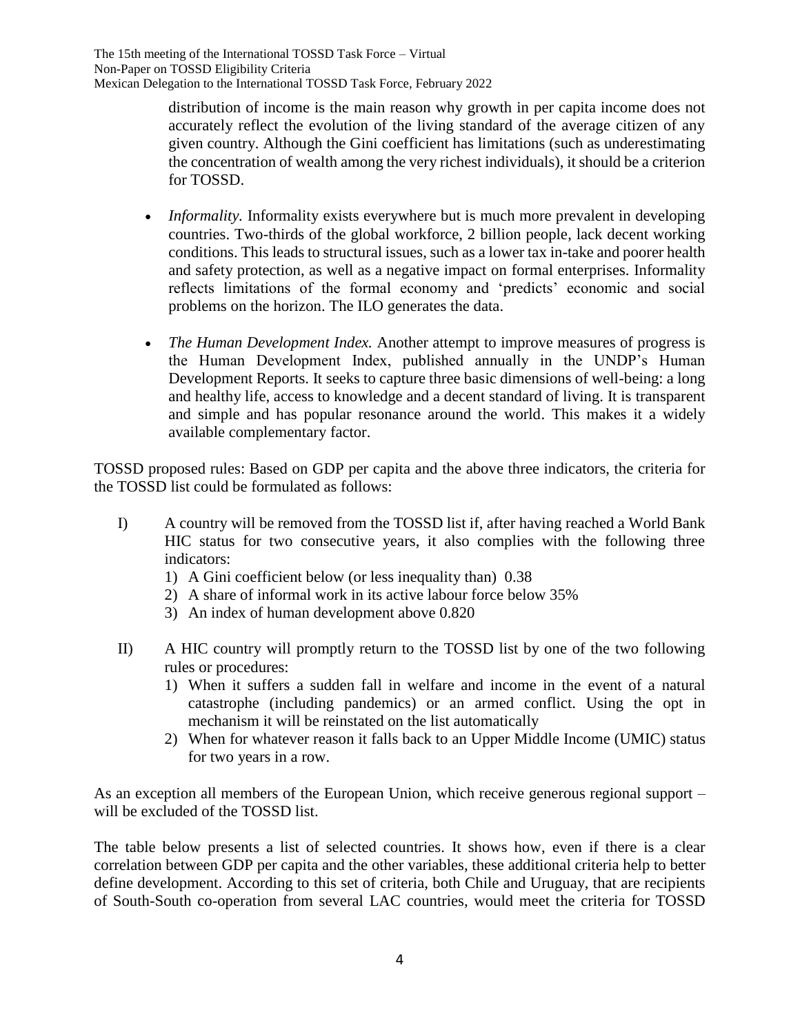distribution of income is the main reason why growth in per capita income does not accurately reflect the evolution of the living standard of the average citizen of any given country. Although the Gini coefficient has limitations (such as underestimating the concentration of wealth among the very richest individuals), it should be a criterion for TOSSD.

- *Informality.* Informality exists everywhere but is much more prevalent in developing countries. Two-thirds of the global workforce, 2 billion people, lack decent working conditions. This leads to structural issues, such as a lower tax in-take and poorer health and safety protection, as well as a negative impact on formal enterprises. Informality reflects limitations of the formal economy and 'predicts' economic and social problems on the horizon. The ILO generates the data.

- *The Human Development Index.* Another attempt to improve measures of progress is the Human Development Index, published annually in the UNDP's Human Development Reports. It seeks to capture three basic dimensions of well-being: a long and healthy life, access to knowledge and a decent standard of living. It is transparent and simple and has popular resonance around the world. This makes it a widely available complementary factor.

TOSSD proposed rules: Based on GDP per capita and the above three indicators, the criteria for the TOSSD list could be formulated as follows:

I) A country will be removed from the TOSSD list if, after having reached a World Bank HIC status for two consecutive years, it also complies with the following three indicators:
   1) A Gini coefficient below (or less inequality than) 0.38
   2) A share of informal work in its active labour force below 35%
   3) An index of human development above 0.820

II) A HIC country will promptly return to the TOSSD list by one of the two following rules or procedures:
   1) When it suffers a sudden fall in welfare and income in the event of a natural catastrophe (including pandemics) or an armed conflict. Using the opt in mechanism it will be reinstated on the list automatically
   2) When for whatever reason it falls back to an Upper Middle Income (UMIC) status for two years in a row.

As an exception all members of the European Union, which receive generous regional support – will be excluded of the TOSSD list.

The table below presents a list of selected countries. It shows how, even if there is a clear correlation between GDP per capita and the other variables, these additional criteria help to better define development. According to this set of criteria, both Chile and Uruguay, that are recipients of South-South co-operation from several LAC countries, would meet the criteria for TOSSD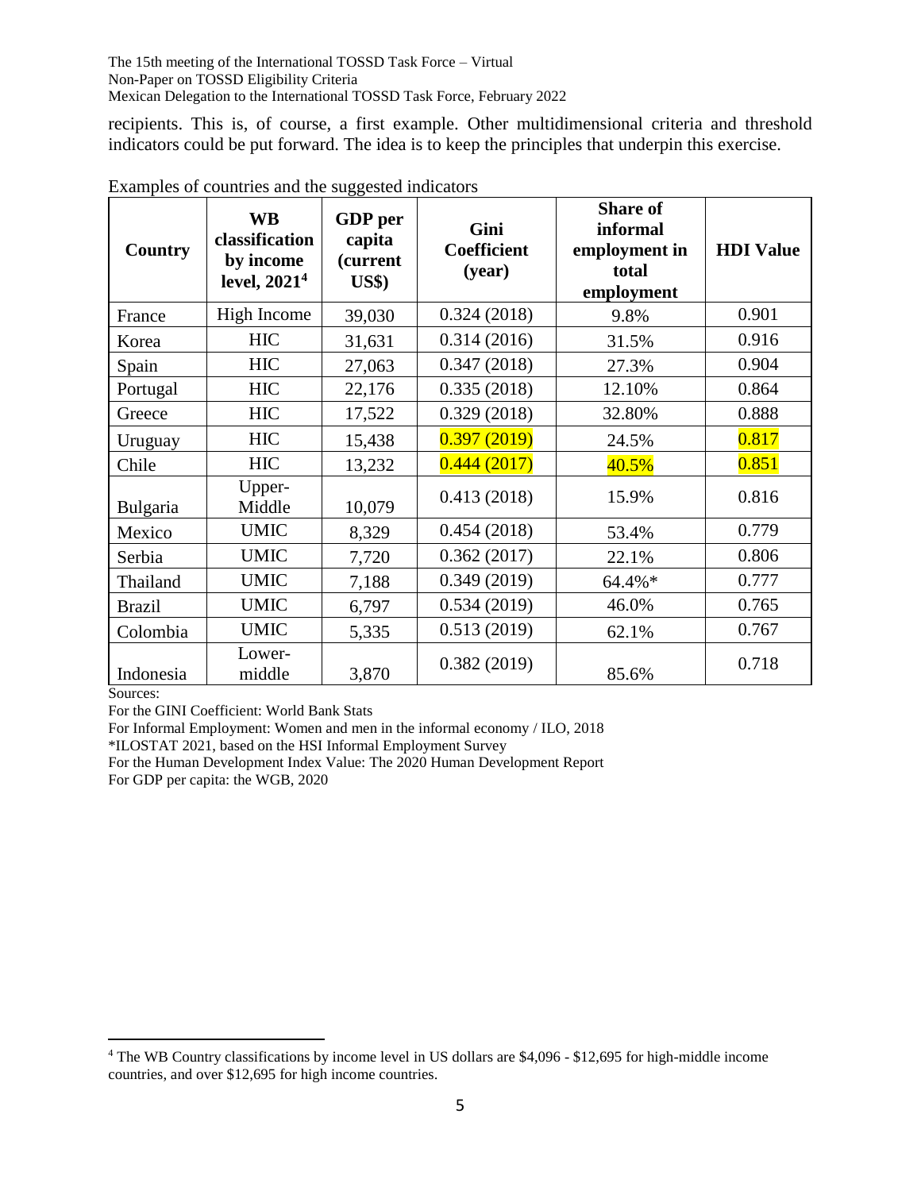recipients. This is, of course, a first example. Other multidimensional criteria and threshold indicators could be put forward. The idea is to keep the principles that underpin this exercise.

Examples of countries and the suggested indicators

| Country | WB classification by income level, 2021[4] | GDP per capita (current US$) | Gini Coefficient (year) | Share of informal employment in total employment | HDI Value |
|---|---|---|---|---|---|
| France | High Income | 39,030 | 0.324 (2018) | 9.8% | 0.901 |
| Korea | HIC | 31,631 | 0.314 (2016) | 31.5% | 0.916 |
| Spain | HIC | 27,063 | 0.347 (2018) | 27.3% | 0.904 |
| Portugal | HIC | 22,176 | 0.335 (2018) | 12.10% | 0.864 |
| Greece | HIC | 17,522 | 0.329 (2018) | 32.80% | 0.888 |
| Uruguay | HIC | 15,438 | 0.397 (2019) | 24.5% | 0.817 |
| Chile | HIC | 13,232 | 0.444 (2017) | 40.5% | 0.851 |
| Bulgaria | Upper-Middle | 10,079 | 0.413 (2018) | 15.9% | 0.816 |
| Mexico | UMIC | 8,329 | 0.454 (2018) | 53.4% | 0.779 |
| Serbia | UMIC | 7,720 | 0.362 (2017) | 22.1% | 0.806 |
| Thailand | UMIC | 7,188 | 0.349 (2019) | 64.4%* | 0.777 |
| Brazil | UMIC | 6,797 | 0.534 (2019) | 46.0% | 0.765 |
| Colombia | UMIC | 5,335 | 0.513 (2019) | 62.1% | 0.767 |
| Indonesia | Lower-middle | 3,870 | 0.382 (2019) | 85.6% | 0.718 |

Sources:

For the GINI Coefficient: World Bank Stats

For Informal Employment: Women and men in the informal economy / ILO, 2018

*ILOSTAT 2021, based on the HSI Informal Employment Survey

For the Human Development Index Value: The 2020 Human Development Report

For GDP per capita: the WGB, 2020

[4] The WB Country classifications by income level in US dollars are $4,096 - $12,695 for high-middle income countries, and over $12,695 for high income countries.